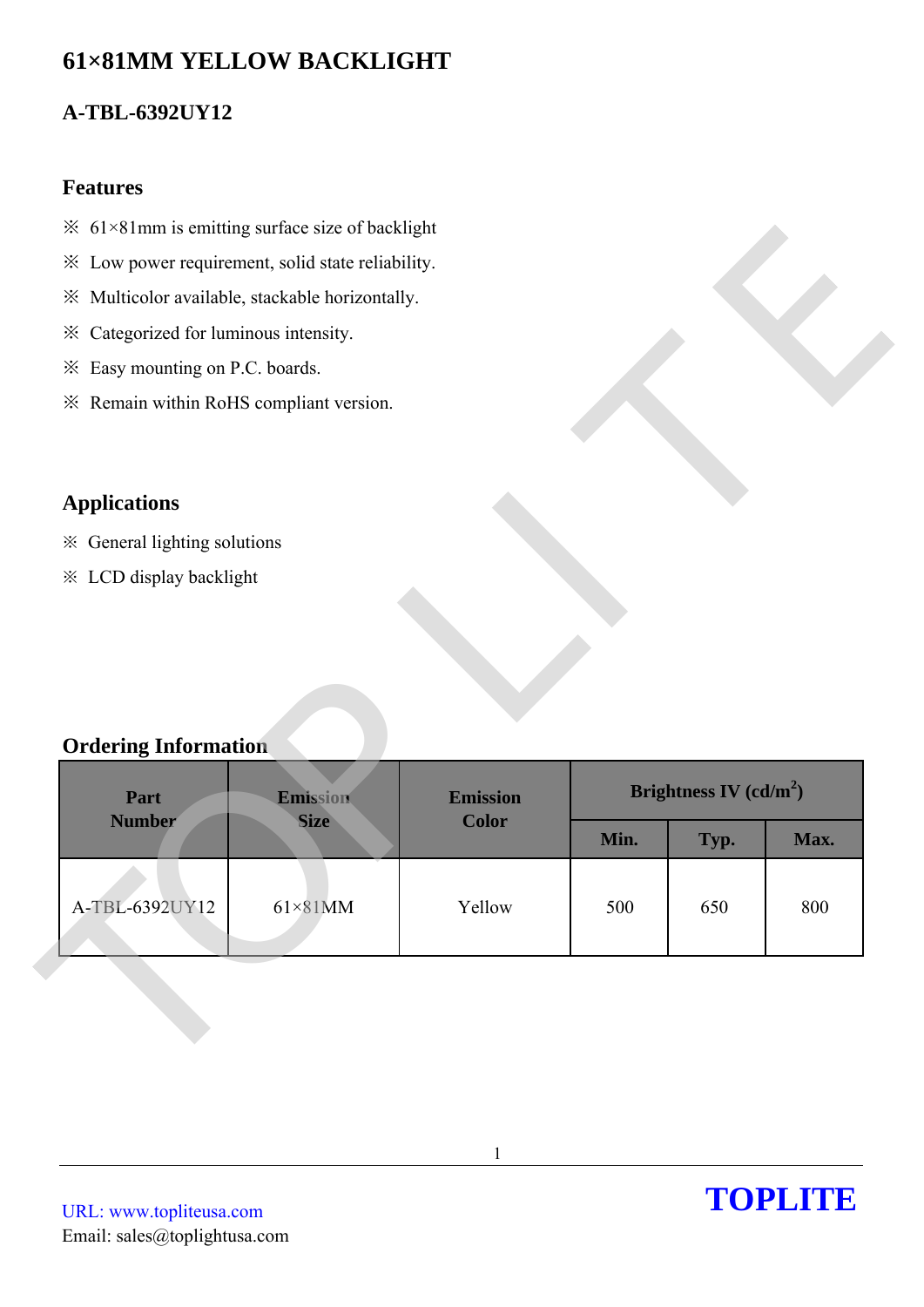# 61×81MM YELLOW BACKLIGHT

## A-TBL-6392UY12

### Features

※ 61×81mm is emitting surface size of backlight

※ Low power requirement, solid state reliability.

※ Multicolor available, stackable horizontally.

※ Categorized for luminous intensity.

※ Easy mounting on P.C. boards.

※ Remain within RoHS compliant version.

### Applications

※ General lighting solutions

※ LCD display backlight

### Ordering Information

| Part Number | Emission Size | Emission Color | Brightness IV (cd/m$^2$) | | |
|---|---|---|---|---|---|
| | | | Min. | Typ. | Max. |
| A-TBL-6392UY12 | 61×81MM | Yellow | 500 | 650 | 800 |

URL: www.topliteusa.com

Email: sales@toplightusa.com

**TOPLITE**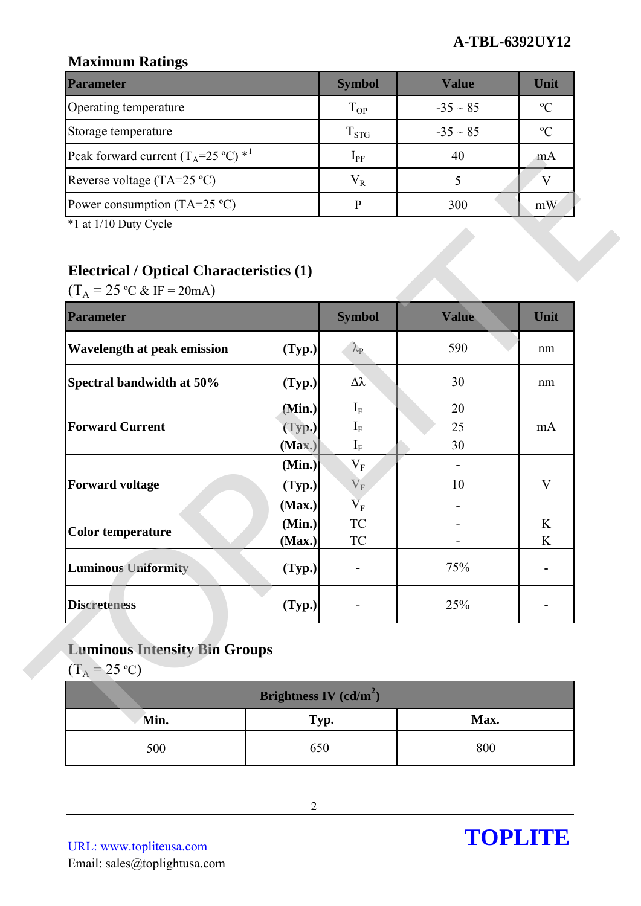## Maximum Ratings

| Parameter | Symbol | Value | Unit |
|---|---|---|---|
| Operating temperature | $T_{OP}$ | -35 ~ 85 | ºC |
| Storage temperature | $T_{STG}$ | -35 ~ 85 | ºC |
| Peak forward current ($T_A$=25 ºC) *1 | $I_{PF}$ | 40 | mA |
| Reverse voltage (TA=25 ºC) | $V_R$ | 5 | V |
| Power consumption (TA=25 ºC) | P | 300 | mW |

*1 at 1/10 Duty Cycle

## Electrical / Optical Characteristics (1)

($T_A$ = 25 ºC & IF = 20mA)

| Parameter | | Symbol | Value | Unit |
|---|---|---|---|---|
| **Wavelength at peak emission** | **(Typ.)** | $\lambda_P$ | 590 | nm |
| **Spectral bandwidth at 50%** | **(Typ.)** | $\Delta\lambda$ | 30 | nm |
| **Forward Current** | **(Min.)** | $I_F$ | 20 | mA |
| | **(Typ.)** | $I_F$ | 25 | |
| | **(Max.)** | $I_F$ | 30 | |
| **Forward voltage** | **(Min.)** | $V_F$ | - | V |
| | **(Typ.)** | $V_F$ | 10 | |
| | **(Max.)** | $V_F$ | - | |
| **Color temperature** | **(Min.)** | TC | - | K |
| | **(Max.)** | TC | - | K |
| **Luminous Uniformity** | **(Typ.)** | - | 75% | - |
| **Discreteness** | **(Typ.)** | - | 25% | - |

## Luminous Intensity Bin Groups

($T_A$ = 25 ºC)

| Brightness IV (cd/m$^2$) | | |
|---|---|---|
| **Min.** | **Typ.** | **Max.** |
| 500 | 650 | 800 |

URL: www.topliteusa.com
Email: sales@toplightusa.com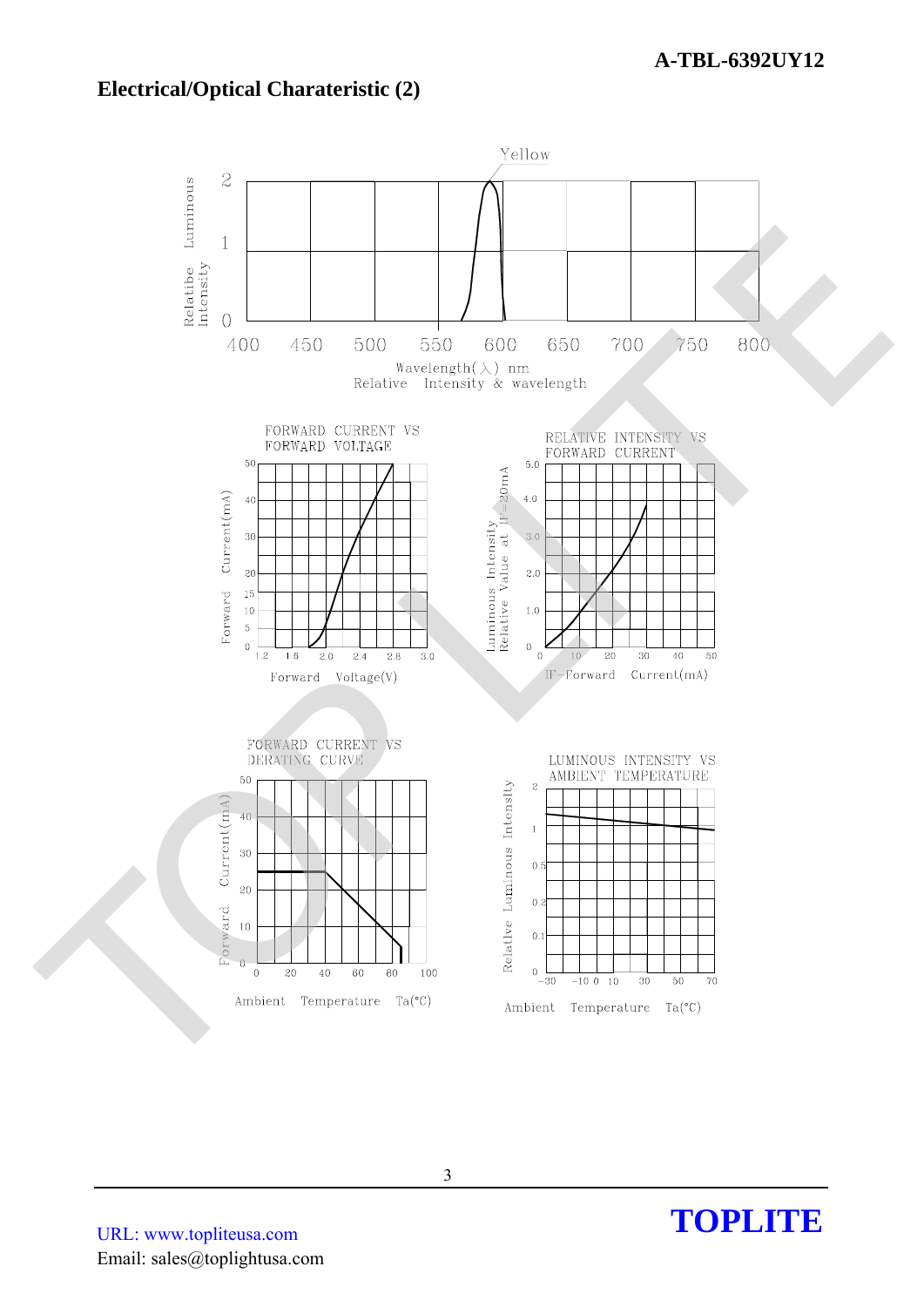## Electrical/Optical Charateristic (2)

Yellow

Relatibe Luminous Intensity

Wavelength(λ) nm

Relative Intensity & wavelength

FORWARD CURRENT VS FORWARD VOLTAGE

Forward Current(mA)

Forward Voltage(V)

RELATIVE INTENSITY VS FORWARD CURRENT

Luminous Intensity Relative Value at IF=20mA

IF-Forward Current(mA)

FORWARD CURRENT VS DERATING CURVE

Forward Current(mA)

Ambient Temperature Ta(°C)

LUMINOUS INTENSITY VS AMBIENT TEMPERATURE

Relative Luminous Intensity

Ambient Temperature Ta(°C)

URL: www.topliteusa.com

Email: sales@toplightusa.com

**TOPLITE**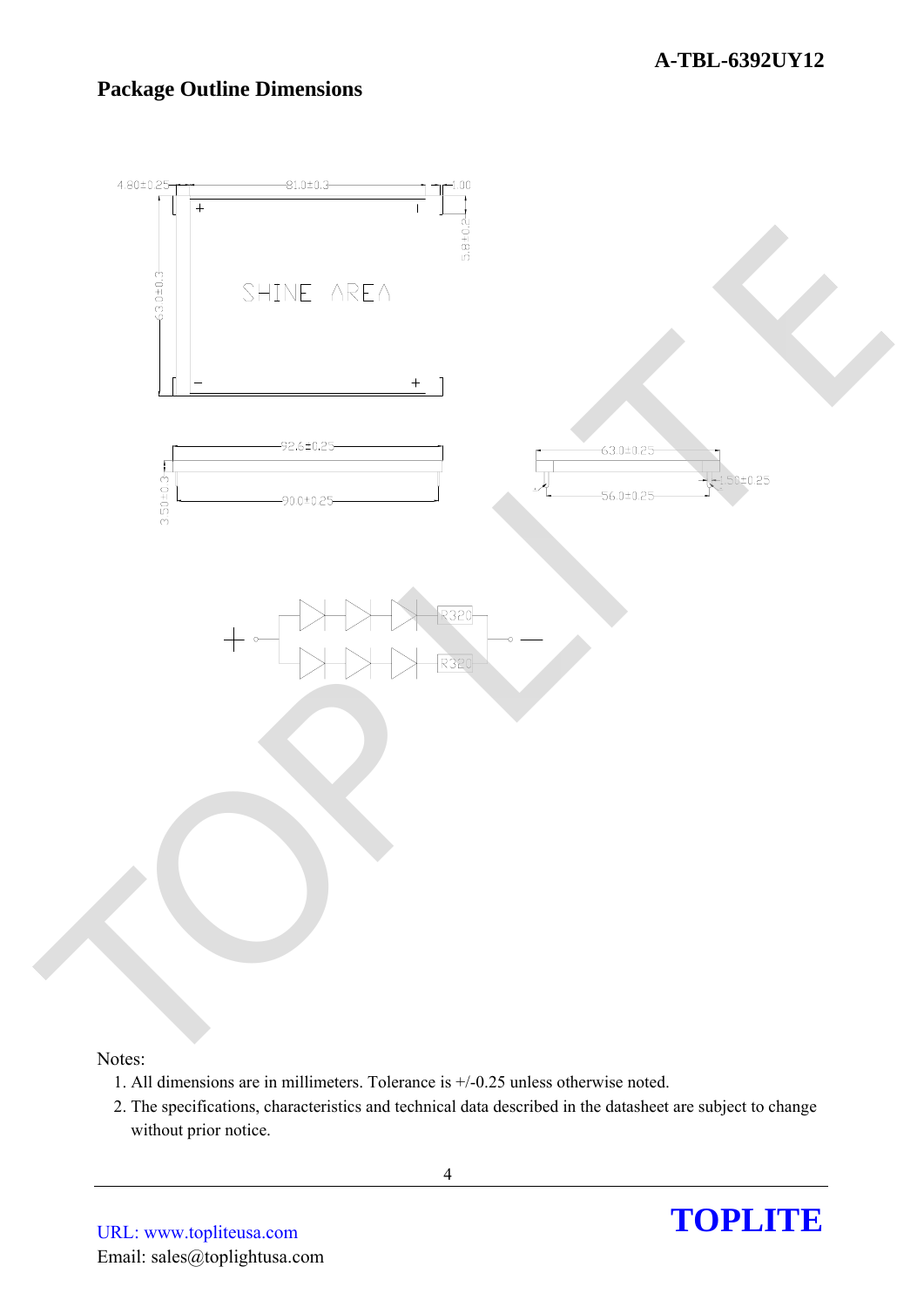## Package Outline Dimensions

4.80±0.25

81.0±0.3

1.00

5.8±0.2

63.0±0.3

SHINE AREA

92.6±0.25

90.0±0.25

3.50±0.3

63.0±0.25

56.0±0.25

1.50±0.25

R320

R320

Notes:

1. All dimensions are in millimeters. Tolerance is +/-0.25 unless otherwise noted.
2. The specifications, characteristics and technical data described in the datasheet are subject to change without prior notice.

URL: www.topliteusa.com

Email: sales@toplightusa.com

**TOPLITE**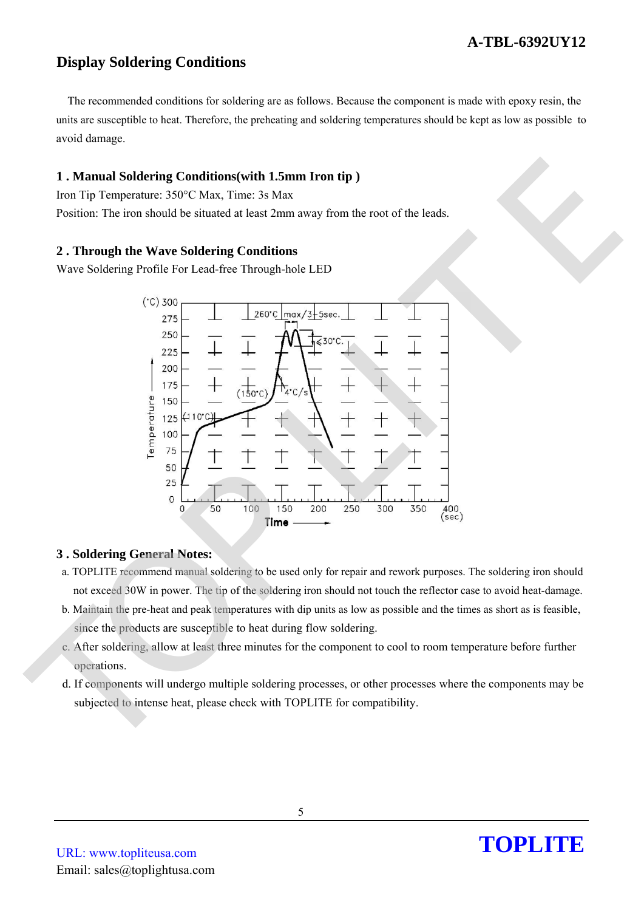## Display Soldering Conditions

The recommended conditions for soldering are as follows. Because the component is made with epoxy resin, the units are susceptible to heat. Therefore, the preheating and soldering temperatures should be kept as low as possible to avoid damage.

### 1 . Manual Soldering Conditions(with 1.5mm Iron tip )

Iron Tip Temperature: 350°C Max, Time: 3s Max

Position: The iron should be situated at least 2mm away from the root of the leads.

### 2 . Through the Wave Soldering Conditions

Wave Soldering Profile For Lead-free Through-hole LED

(°C) 300
275
250
225
200
175
150
125
100
75
50
25
0
Temperature
260°C max/3~5sec.
30°C.
(150°C)
4°C/s
110°C
0 50 100 150 200 250 300 350 400 (sec)
Time

### 3 . Soldering General Notes:

a. TOPLITE recommend manual soldering to be used only for repair and rework purposes. The soldering iron should not exceed 30W in power. The tip of the soldering iron should not touch the reflector case to avoid heat-damage.

b. Maintain the pre-heat and peak temperatures with dip units as low as possible and the times as short as is feasible, since the products are susceptible to heat during flow soldering.

c. After soldering, allow at least three minutes for the component to cool to room temperature before further operations.

d. If components will undergo multiple soldering processes, or other processes where the components may be subjected to intense heat, please check with TOPLITE for compatibility.

URL: www.topliteusa.com

Email: sales@toplightusa.com

TOPLITE